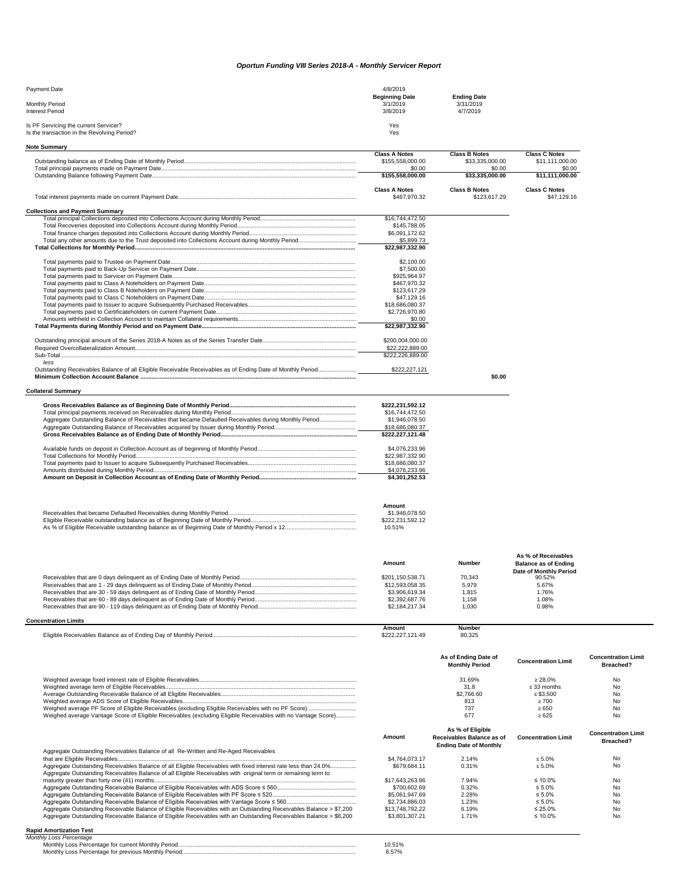# *Oportun Funding VIII Series 2018-A - Monthly Servicer Report*

| | | | |
|---|---|---|---|
| Payment Date | 4/8/2019 | | |
| | **Beginning Date** | **Ending Date** | |
| Monthly Period | 3/1/2019 | 3/31/2019 | |
| Interest Period | 3/8/2019 | 4/7/2019 | |
| Is PF Servicing the current Servicer? | Yes | | |
| Is the transaction in the Revolving Period? | Yes | | |

## Note Summary

| | Class A Notes | Class B Notes | Class C Notes |
|---|---|---|---|
| Outstanding balance as of Ending Date of Monthly Period | $155,558,000.00 | $33,335,000.00 | $11,111,000.00 |
| Total principal payments made on Payment Date | $0.00 | $0.00 | $0.00 |
| Outstanding Balance following Payment Date | **$155,558,000.00** | **$33,335,000.00** | **$11,111,000.00** |

| | Class A Notes | Class B Notes | Class C Notes |
|---|---|---|---|
| Total interest payments made on current Payment Date | $467,970.32 | $123,617.29 | $47,129.16 |

## Collections and Payment Summary

| | | |
|---|---|---|
| Total principal Collections deposited into Collections Account during Monthly Period | $16,744,472.50 | |
| Total Recoveries deposited into Collections Account during Monthly Period | $145,788.05 | |
| Total finance charges deposited into Collections Account during Monthly Period | $6,091,172.62 | |
| Total any other amounts due to the Trust deposited into Collections Account during Monthly Period | $5,899.73 | |
| **Total Collections for Monthly Period** | **$22,987,332.90** | |
| Total payments paid to Trustee on Payment Date | $2,100.00 | |
| Total payments paid to Back-Up Servicer on Payment Date | $7,500.00 | |
| Total payments paid to Servicer on Payment Date | $925,964.97 | |
| Total payments paid to Class A Noteholders on Payment Date | $467,970.32 | |
| Total payments paid to Class B Noteholders on Payment Date | $123,617.29 | |
| Total payments paid to Class C Noteholders on Payment Date | $47,129.16 | |
| Total payments paid to Issuer to acquire Subsequently Purchased Receivables | $18,686,080.37 | |
| Total payments paid to Certificateholders on current Payment Date | $2,726,970.80 | |
| Amounts withheld in Collection Account to maintain Collateral requirements | $0.00 | |
| **Total Payments during Monthly Period and on Payment Date** | **$22,987,332.90** | |
| Outstanding principal amount of the Series 2018-A Notes as of the Series Transfer Date | $200,004,000.00 | |
| Required Overcollateralization Amount | $22,222,889.00 | |
| Sub-Total | $222,226,889.00 | |
| *less* | | |
| Outstanding Receivables Balance of all Eligible Receivable Receivables as of Ending Date of Monthly Period | $222,227,121 | |
| **Minimum Collection Account Balance** | | **$0.00** |

## Collateral Summary

| | |
|---|---|
| **Gross Receivables Balance as of Beginning Date of Monthly Period** | **$222,231,592.12** |
| Total principal payments received on Receivables during Monthly Period | $16,744,472.50 |
| Aggregate Outstanding Balance of Receivables that became Defaulted Receivables during Monthly Period | $1,946,078.50 |
| Aggregate Outstanding Balance of Receivables acquired by Issuer during Monthly Period | $18,686,080.37 |
| **Gross Receivables Balance as of Ending Date of Monthly Period** | **$222,227,121.48** |
| Available funds on deposit in Collection Account as of beginning of Monthly Period | $4,076,233.96 |
| Total Collections for Monthly Period | $22,987,332.90 |
| Total payments paid to Issuer to acquire Subsequently Purchased Receivables | $18,686,080.37 |
| Amounts distributed during Monthly Period | $4,076,233.96 |
| **Amount on Deposit in Collection Account as of Ending Date of Monthly Period** | **$4,301,252.53** |

| | Amount |
|---|---|
| Receivables that became Defaulted Receivables during Monthly Period | $1,946,078.50 |
| Eligible Receivable outstanding balance as of Beginning Date of Monthly Period | $222,231,592.12 |
| As % of Eligible Receivable outstanding balance as of Beginning Date of Monthly Period x 12 | 10.51% |

| | Amount | Number | As % of Receivables Balance as of Ending Date of Monthly Period |
|---|---|---|---|
| Receivables that are 0 days delinquent as of Ending Date of Monthly Period | $201,150,538.71 | 70,343 | 90.52% |
| Receivables that are 1 - 29 days delinquent as of Ending Date of Monthly Period | $12,593,058.35 | 5,979 | 5.67% |
| Receivables that are 30 - 59 days delinquent as of Ending Date of Monthly Period | $3,906,619.34 | 1,815 | 1.76% |
| Receivables that are 60 - 89 days delinquent as of Ending Date of Monthly Period | $2,392,687.76 | 1,158 | 1.08% |
| Receivables that are 90 - 119 days delinquent as of Ending Date of Monthly Period | $2,184,217.34 | 1,030 | 0.98% |

## Concentration Limits

| | Amount | Number |
|---|---|---|
| Eligible Receivables Balance as of Ending Day of Monthly Period | $222,227,121.49 | 80,325 |

| | As of Ending Date of Monthly Period | Concentration Limit | Concentration Limit Breached? |
|---|---|---|---|
| Weighted average fixed interest rate of Eligible Receivables | 31.69% | ≥ 28.0% | No |
| Weighted average term of Eligible Receivables | 31.8 | ≤ 33 months | No |
| Average Outstanding Receivable Balance of all Eligible Receivables | $2,766.60 | ≤ $3,500 | No |
| Weighted average ADS Score of Eligible Receivables | 813 | ≥ 700 | No |
| Weighed average PF Score of Eligible Receivables (excluding Eligible Receivables with no PF Score) | 737 | ≥ 650 | No |
| Weighed average Vantage Score of Eligible Receivables (excluding Eligible Receivables with no Vantage Score) | 677 | ≥ 625 | No |

| | Amount | As % of Eligible Receivables Balance as of Ending Date of Monthly | Concentration Limit | Concentration Limit Breached? |
|---|---|---|---|---|
| Aggregate Outstanding Receivables Balance of all Re-Written and Re-Aged Receivables that are Eligible Receivables | $4,764,073.17 | 2.14% | ≤ 5.0% | No |
| Aggregate Outstanding Receivables Balance of all Eligible Receivables with fixed interest rate less than 24.0% | $679,684.11 | 0.31% | ≤ 5.0% | No |
| Aggregate Outstanding Receivables Balance of all Eligible Receivables with original term or remaining term to maturity greater than forty one (41) months | $17,643,263.86 | 7.94% | ≤ 10.0% | No |
| Aggregate Outstanding Receivable Balance of Eligible Receivables with ADS Score ≤ 560 | $700,602.69 | 0.32% | ≤ 5.0% | No |
| Aggregate Outstanding Receivable Balance of Eligible Receivables with PF Score ≤ 520 | $5,061,947.69 | 2.28% | ≤ 5.0% | No |
| Aggregate Outstanding Receivable Balance of Eligible Receivables with Vantage Score ≤ 560 | $2,734,886.03 | 1.23% | ≤ 5.0% | No |
| Aggregate Outstanding Receivable Balance of Eligible Receivables with an Outstanding Receivables Balance > $7,200 | $13,748,792.22 | 6.19% | ≤ 25.0% | No |
| Aggregate Outstanding Receivable Balance of Eligible Receivables with an Outstanding Receivables Balance > $8,200 | $3,801,307.21 | 1.71% | ≤ 10.0% | No |

## Rapid Amortization Test

*Monthly Loss Percentage*

| | |
|---|---|
| Monthly Loss Percentage for current Monthly Period | 10.51% |
| Monthly Loss Percentage for previous Monthly Period | 8.57% |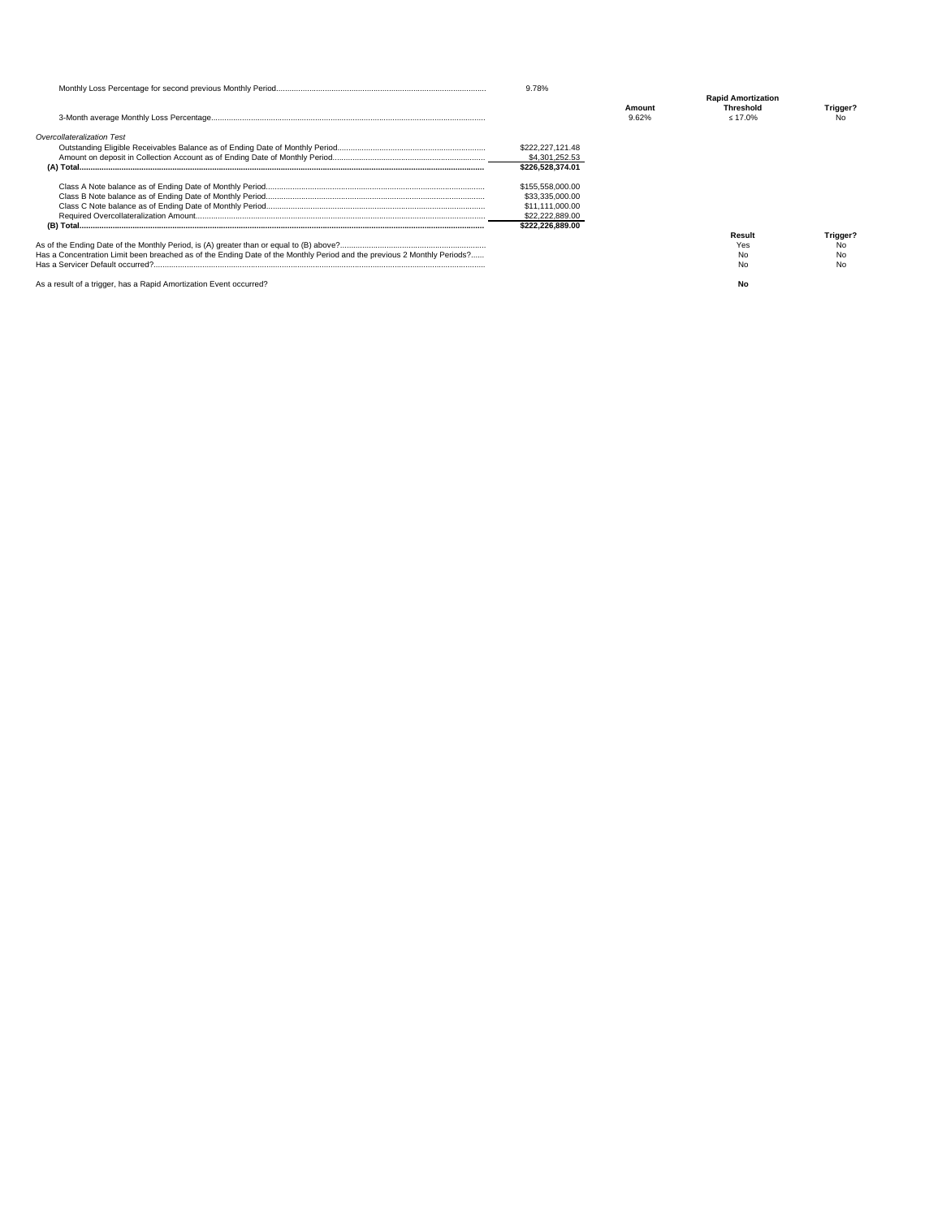| | | | | |
|---|---|---|---|---|
| Monthly Loss Percentage for second previous Monthly Period | 9.78% | | | |
| | | Amount | Rapid Amortization Threshold | Trigger? |
| 3-Month average Monthly Loss Percentage | | 9.62% | ≤ 17.0% | No |
| *Overcollateralization Test* | | | | |
| Outstanding Eligible Receivables Balance as of Ending Date of Monthly Period | $222,227,121.48 | | | |
| Amount on deposit in Collection Account as of Ending Date of Monthly Period | $4,301,252.53 | | | |
| **(A) Total** | **$226,528,374.01** | | | |
| Class A Note balance as of Ending Date of Monthly Period | $155,558,000.00 | | | |
| Class B Note balance as of Ending Date of Monthly Period | $33,335,000.00 | | | |
| Class C Note balance as of Ending Date of Monthly Period | $11,111,000.00 | | | |
| Required Overcollateralization Amount | $22,222,889.00 | | | |
| **(B) Total** | **$222,226,889.00** | | | |
| | | | **Result** | **Trigger?** |
| As of the Ending Date of the Monthly Period, is (A) greater than or equal to (B) above? | | | Yes | No |
| Has a Concentration Limit been breached as of the Ending Date of the Monthly Period and the previous 2 Monthly Periods? | | | No | No |
| Has a Servicer Default occurred? | | | No | No |
| As a result of a trigger, has a Rapid Amortization Event occurred? | | | **No** | |